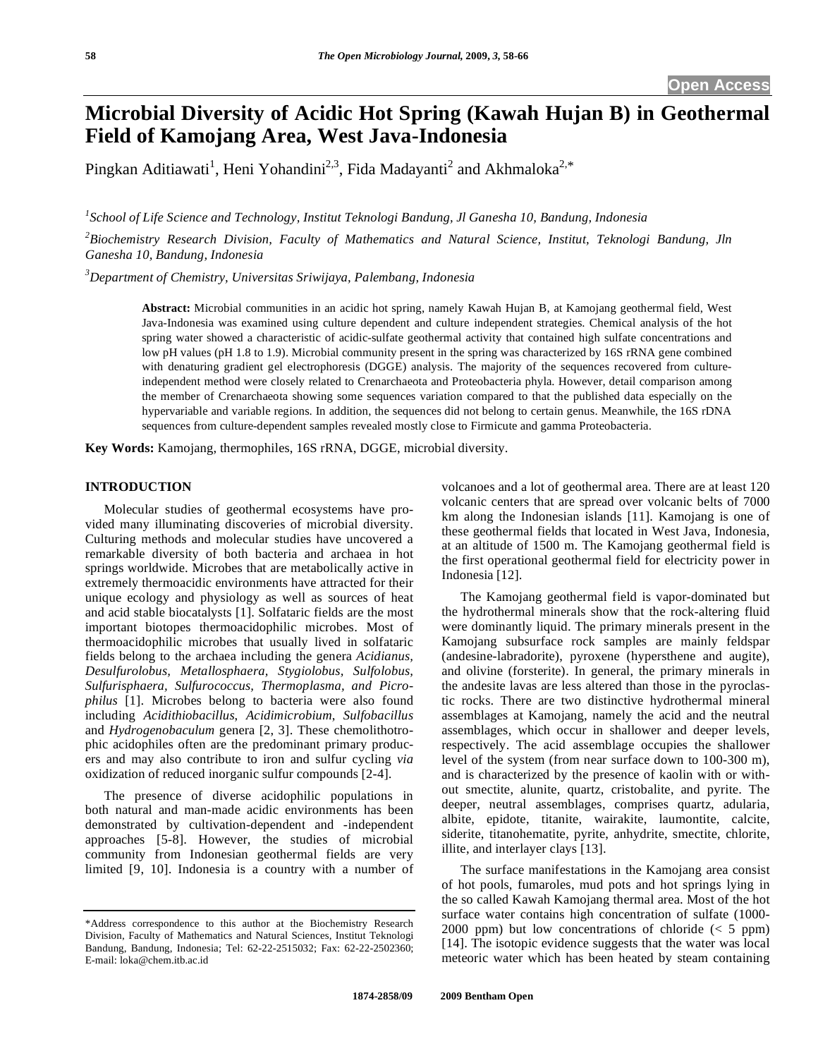Open Access

# Microbial Diversity of Acidic Hot Spring (Kawah Hujan B) in Geothermal Field of Kamojang Area, West Java-Indonesia

Pingkan Aditiawati[1], Heni Yohandini[2,3], Fida Madayanti[2] and Akhmaloka[2,*]

[1]*School of Life Science and Technology, Institut Teknologi Bandung, Jl Ganesha 10, Bandung, Indonesia*

[2]*Biochemistry Research Division, Faculty of Mathematics and Natural Science, Institut, Teknologi Bandung, Jln Ganesha 10, Bandung, Indonesia*

[3]*Department of Chemistry, Universitas Sriwijaya, Palembang, Indonesia*

**Abstract:** Microbial communities in an acidic hot spring, namely Kawah Hujan B, at Kamojang geothermal field, West Java-Indonesia was examined using culture dependent and culture independent strategies. Chemical analysis of the hot spring water showed a characteristic of acidic-sulfate geothermal activity that contained high sulfate concentrations and low pH values (pH 1.8 to 1.9). Microbial community present in the spring was characterized by 16S rRNA gene combined with denaturing gradient gel electrophoresis (DGGE) analysis. The majority of the sequences recovered from culture-independent method were closely related to Crenarchaeota and Proteobacteria phyla. However, detail comparison among the member of Crenarchaeota showing some sequences variation compared to that the published data especially on the hypervariable and variable regions. In addition, the sequences did not belong to certain genus. Meanwhile, the 16S rDNA sequences from culture-dependent samples revealed mostly close to Firmicute and gamma Proteobacteria.

**Key Words:** Kamojang, thermophiles, 16S rRNA, DGGE, microbial diversity.

## INTRODUCTION

Molecular studies of geothermal ecosystems have provided many illuminating discoveries of microbial diversity. Culturing methods and molecular studies have uncovered a remarkable diversity of both bacteria and archaea in hot springs worldwide. Microbes that are metabolically active in extremely thermoacidic environments have attracted for their unique ecology and physiology as well as sources of heat and acid stable biocatalysts [1]. Solfataric fields are the most important biotopes thermoacidophilic microbes. Most of thermoacidophilic microbes that usually lived in solfataric fields belong to the archaea including the genera *Acidianus, Desulfurolobus, Metallosphaera, Stygiolobus, Sulfolobus, Sulfurisphaera, Sulfurococcus, Thermoplasma, and Picrophilus* [1]. Microbes belong to bacteria were also found including *Acidithiobacillus, Acidimicrobium, Sulfobacillus* and *Hydrogenobaculum* genera [2, 3]. These chemolithotrophic acidophiles often are the predominant primary producers and may also contribute to iron and sulfur cycling *via* oxidization of reduced inorganic sulfur compounds [2-4].

The presence of diverse acidophilic populations in both natural and man-made acidic environments has been demonstrated by cultivation-dependent and -independent approaches [5-8]. However, the studies of microbial community from Indonesian geothermal fields are very limited [9, 10]. Indonesia is a country with a number of volcanoes and a lot of geothermal area. There are at least 120 volcanic centers that are spread over volcanic belts of 7000 km along the Indonesian islands [11]. Kamojang is one of these geothermal fields that located in West Java, Indonesia, at an altitude of 1500 m. The Kamojang geothermal field is the first operational geothermal field for electricity power in Indonesia [12].

The Kamojang geothermal field is vapor-dominated but the hydrothermal minerals show that the rock-altering fluid were dominantly liquid. The primary minerals present in the Kamojang subsurface rock samples are mainly feldspar (andesine-labradorite), pyroxene (hypersthene and augite), and olivine (forsterite). In general, the primary minerals in the andesite lavas are less altered than those in the pyroclastic rocks. There are two distinctive hydrothermal mineral assemblages at Kamojang, namely the acid and the neutral assemblages, which occur in shallower and deeper levels, respectively. The acid assemblage occupies the shallower level of the system (from near surface down to 100-300 m), and is characterized by the presence of kaolin with or without smectite, alunite, quartz, cristobalite, and pyrite. The deeper, neutral assemblages, comprises quartz, adularia, albite, epidote, titanite, wairakite, laumontite, calcite, siderite, titanohematite, pyrite, anhydrite, smectite, chlorite, illite, and interlayer clays [13].

The surface manifestations in the Kamojang area consist of hot pools, fumaroles, mud pots and hot springs lying in the so called Kawah Kamojang thermal area. Most of the hot surface water contains high concentration of sulfate (1000-2000 ppm) but low concentrations of chloride (< 5 ppm) [14]. The isotopic evidence suggests that the water was local meteoric water which has been heated by steam containing

*Address correspondence to this author at the Biochemistry Research Division, Faculty of Mathematics and Natural Sciences, Institut Teknologi Bandung, Bandung, Indonesia; Tel: 62-22-2515032; Fax: 62-22-2502360; E-mail: loka@chem.itb.ac.id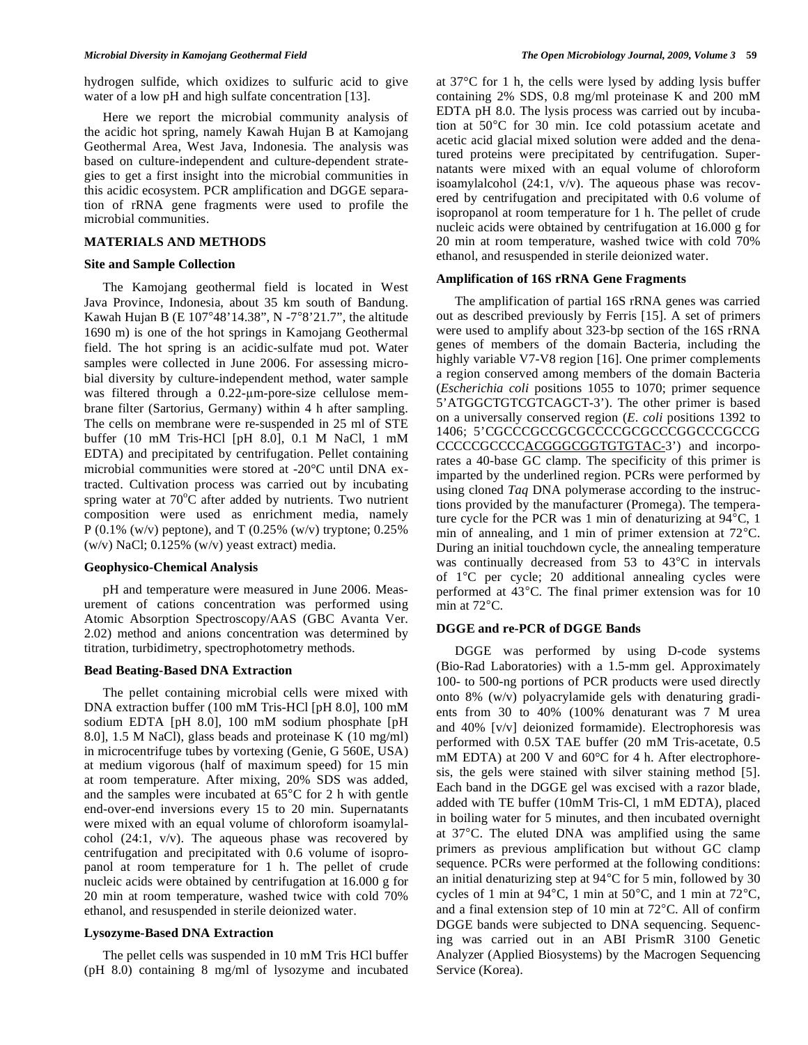hydrogen sulfide, which oxidizes to sulfuric acid to give water of a low pH and high sulfate concentration [13].

Here we report the microbial community analysis of the acidic hot spring, namely Kawah Hujan B at Kamojang Geothermal Area, West Java, Indonesia. The analysis was based on culture-independent and culture-dependent strategies to get a first insight into the microbial communities in this acidic ecosystem. PCR amplification and DGGE separation of rRNA gene fragments were used to profile the microbial communities.

## MATERIALS AND METHODS

### Site and Sample Collection

The Kamojang geothermal field is located in West Java Province, Indonesia, about 35 km south of Bandung. Kawah Hujan B (E 107°48'14.38", N -7°8'21.7", the altitude 1690 m) is one of the hot springs in Kamojang Geothermal field. The hot spring is an acidic-sulfate mud pot. Water samples were collected in June 2006. For assessing microbial diversity by culture-independent method, water sample was filtered through a 0.22-µm-pore-size cellulose membrane filter (Sartorius, Germany) within 4 h after sampling. The cells on membrane were re-suspended in 25 ml of STE buffer (10 mM Tris-HCl [pH 8.0], 0.1 M NaCl, 1 mM EDTA) and precipitated by centrifugation. Pellet containing microbial communities were stored at -20°C until DNA extracted. Cultivation process was carried out by incubating spring water at 70°C after added by nutrients. Two nutrient composition were used as enrichment media, namely P (0.1% (w/v) peptone), and T (0.25% (w/v) tryptone; 0.25% (w/v) NaCl; 0.125% (w/v) yeast extract) media.

### Geophysico-Chemical Analysis

pH and temperature were measured in June 2006. Measurement of cations concentration was performed using Atomic Absorption Spectroscopy/AAS (GBC Avanta Ver. 2.02) method and anions concentration was determined by titration, turbidimetry, spectrophotometry methods.

### Bead Beating-Based DNA Extraction

The pellet containing microbial cells were mixed with DNA extraction buffer (100 mM Tris-HCl [pH 8.0], 100 mM sodium EDTA [pH 8.0], 100 mM sodium phosphate [pH 8.0], 1.5 M NaCl), glass beads and proteinase K (10 mg/ml) in microcentrifuge tubes by vortexing (Genie, G 560E, USA) at medium vigorous (half of maximum speed) for 15 min at room temperature. After mixing, 20% SDS was added, and the samples were incubated at 65°C for 2 h with gentle end-over-end inversions every 15 to 20 min. Supernatants were mixed with an equal volume of chloroform isoamylalcohol (24:1, v/v). The aqueous phase was recovered by centrifugation and precipitated with 0.6 volume of isopropanol at room temperature for 1 h. The pellet of crude nucleic acids were obtained by centrifugation at 16.000 g for 20 min at room temperature, washed twice with cold 70% ethanol, and resuspended in sterile deionized water.

### Lysozyme-Based DNA Extraction

The pellet cells was suspended in 10 mM Tris HCl buffer (pH 8.0) containing 8 mg/ml of lysozyme and incubated at 37°C for 1 h, the cells were lysed by adding lysis buffer containing 2% SDS, 0.8 mg/ml proteinase K and 200 mM EDTA pH 8.0. The lysis process was carried out by incubation at 50°C for 30 min. Ice cold potassium acetate and acetic acid glacial mixed solution were added and the denatured proteins were precipitated by centrifugation. Supernatants were mixed with an equal volume of chloroform isoamylalcohol (24:1, v/v). The aqueous phase was recovered by centrifugation and precipitated with 0.6 volume of isopropanol at room temperature for 1 h. The pellet of crude nucleic acids were obtained by centrifugation at 16.000 g for 20 min at room temperature, washed twice with cold 70% ethanol, and resuspended in sterile deionized water.

### Amplification of 16S rRNA Gene Fragments

The amplification of partial 16S rRNA genes was carried out as described previously by Ferris [15]. A set of primers were used to amplify about 323-bp section of the 16S rRNA genes of members of the domain Bacteria, including the highly variable V7-V8 region [16]. One primer complements a region conserved among members of the domain Bacteria (*Escherichia coli* positions 1055 to 1070; primer sequence 5'ATGGCTGTCGTCAGCT-3'). The other primer is based on a universally conserved region (*E. coli* positions 1392 to 1406; 5'CGCCCGCCGCGCCCCGCGCCCGGCCCGCCG CCCCCGCCCC<u>ACGGGCGGTGTGTAC</u>-3') and incorporates a 40-base GC clamp. The specificity of this primer is imparted by the underlined region. PCRs were performed by using cloned *Taq* DNA polymerase according to the instructions provided by the manufacturer (Promega). The temperature cycle for the PCR was 1 min of denaturizing at 94°C, 1 min of annealing, and 1 min of primer extension at 72°C. During an initial touchdown cycle, the annealing temperature was continually decreased from 53 to 43°C in intervals of 1°C per cycle; 20 additional annealing cycles were performed at 43°C. The final primer extension was for 10 min at 72°C.

### DGGE and re-PCR of DGGE Bands

DGGE was performed by using D-code systems (Bio-Rad Laboratories) with a 1.5-mm gel. Approximately 100- to 500-ng portions of PCR products were used directly onto 8% (w/v) polyacrylamide gels with denaturing gradients from 30 to 40% (100% denaturant was 7 M urea and 40% [v/v] deionized formamide). Electrophoresis was performed with 0.5X TAE buffer (20 mM Tris-acetate, 0.5 mM EDTA) at 200 V and 60°C for 4 h. After electrophoresis, the gels were stained with silver staining method [5]. Each band in the DGGE gel was excised with a razor blade, added with TE buffer (10mM Tris-Cl, 1 mM EDTA), placed in boiling water for 5 minutes, and then incubated overnight at 37°C. The eluted DNA was amplified using the same primers as previous amplification but without GC clamp sequence. PCRs were performed at the following conditions: an initial denaturizing step at 94°C for 5 min, followed by 30 cycles of 1 min at 94°C, 1 min at 50°C, and 1 min at 72°C, and a final extension step of 10 min at 72°C. All of confirm DGGE bands were subjected to DNA sequencing. Sequencing was carried out in an ABI PrismR 3100 Genetic Analyzer (Applied Biosystems) by the Macrogen Sequencing Service (Korea).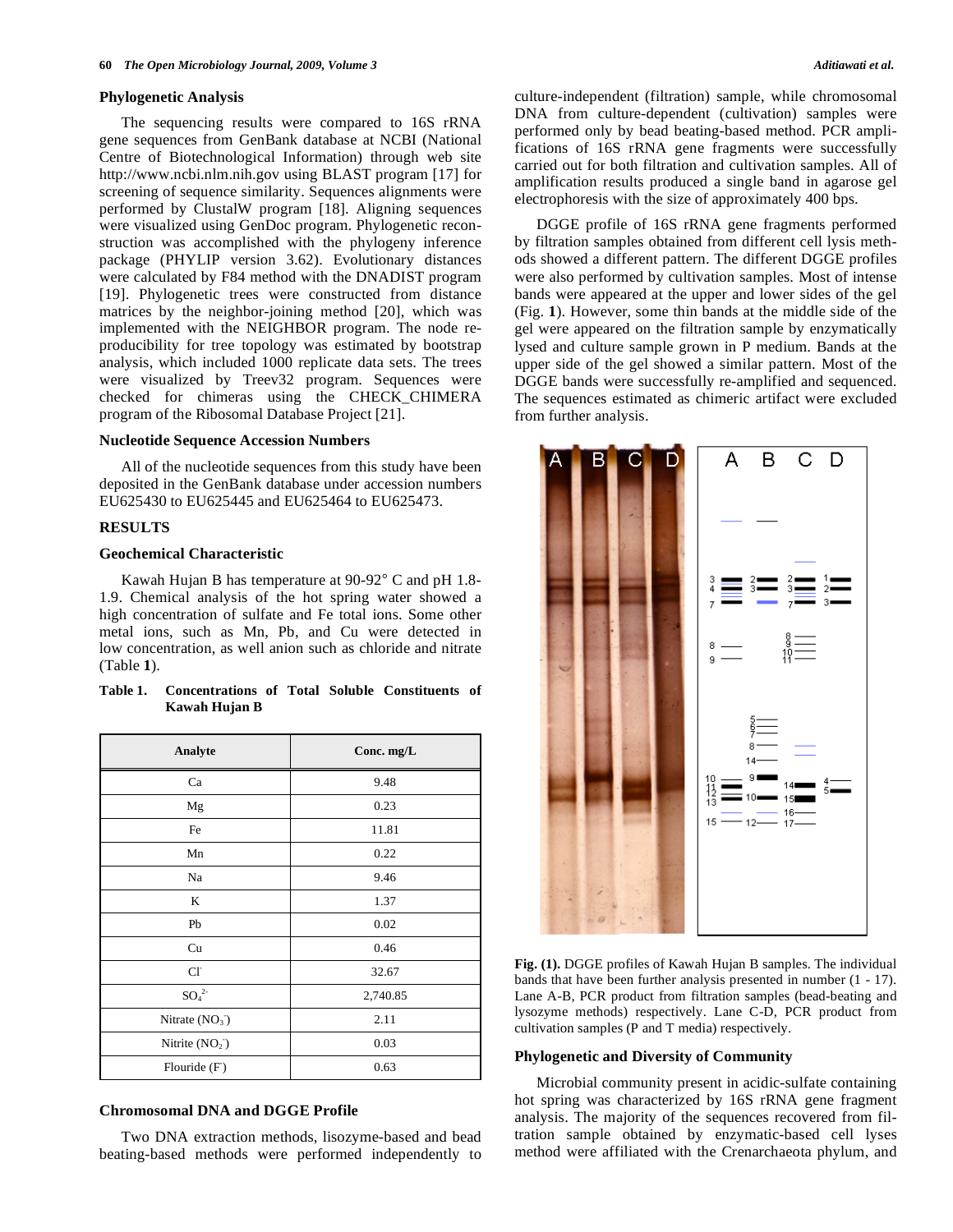### Phylogenetic Analysis

The sequencing results were compared to 16S rRNA gene sequences from GenBank database at NCBI (National Centre of Biotechnological Information) through web site http://www.ncbi.nlm.nih.gov using BLAST program [17] for screening of sequence similarity. Sequences alignments were performed by ClustalW program [18]. Aligning sequences were visualized using GenDoc program. Phylogenetic reconstruction was accomplished with the phylogeny inference package (PHYLIP version 3.62). Evolutionary distances were calculated by F84 method with the DNADIST program [19]. Phylogenetic trees were constructed from distance matrices by the neighbor-joining method [20], which was implemented with the NEIGHBOR program. The node reproducibility for tree topology was estimated by bootstrap analysis, which included 1000 replicate data sets. The trees were visualized by Treev32 program. Sequences were checked for chimeras using the CHECK_CHIMERA program of the Ribosomal Database Project [21].

### Nucleotide Sequence Accession Numbers

All of the nucleotide sequences from this study have been deposited in the GenBank database under accession numbers EU625430 to EU625445 and EU625464 to EU625473.

## RESULTS

### Geochemical Characteristic

Kawah Hujan B has temperature at 90-92° C and pH 1.8-1.9. Chemical analysis of the hot spring water showed a high concentration of sulfate and Fe total ions. Some other metal ions, such as Mn, Pb, and Cu were detected in low concentration, as well anion such as chloride and nitrate (Table **1**).

**Table 1. Concentrations of Total Soluble Constituents of Kawah Hujan B**

| Analyte | Conc. mg/L |
|---|---|
| Ca | 9.48 |
| Mg | 0.23 |
| Fe | 11.81 |
| Mn | 0.22 |
| Na | 9.46 |
| K | 1.37 |
| Pb | 0.02 |
| Cu | 0.46 |
| $Cl^-$ | 32.67 |
| $SO_4^{2-}$ | 2,740.85 |
| Nitrate ($NO_3^-$) | 2.11 |
| Nitrite ($NO_2^-$) | 0.03 |
| Flouride ($F^-$) | 0.63 |

### Chromosomal DNA and DGGE Profile

Two DNA extraction methods, lisozyme-based and bead beating-based methods were performed independently to culture-independent (filtration) sample, while chromosomal DNA from culture-dependent (cultivation) samples were performed only by bead beating-based method. PCR amplifications of 16S rRNA gene fragments were successfully carried out for both filtration and cultivation samples. All of amplification results produced a single band in agarose gel electrophoresis with the size of approximately 400 bps.

DGGE profile of 16S rRNA gene fragments performed by filtration samples obtained from different cell lysis methods showed a different pattern. The different DGGE profiles were also performed by cultivation samples. Most of intense bands were appeared at the upper and lower sides of the gel (Fig. **1**). However, some thin bands at the middle side of the gel were appeared on the filtration sample by enzymatically lysed and culture sample grown in P medium. Bands at the upper side of the gel showed a similar pattern. Most of the DGGE bands were successfully re-amplified and sequenced. The sequences estimated as chimeric artifact were excluded from further analysis.

**Fig. (1).** DGGE profiles of Kawah Hujan B samples. The individual bands that have been further analysis presented in number (1 - 17). Lane A-B, PCR product from filtration samples (bead-beating and lysozyme methods) respectively. Lane C-D, PCR product from cultivation samples (P and T media) respectively.

### Phylogenetic and Diversity of Community

Microbial community present in acidic-sulfate containing hot spring was characterized by 16S rRNA gene fragment analysis. The majority of the sequences recovered from filtration sample obtained by enzymatic-based cell lyses method were affiliated with the Crenarchaeota phylum, and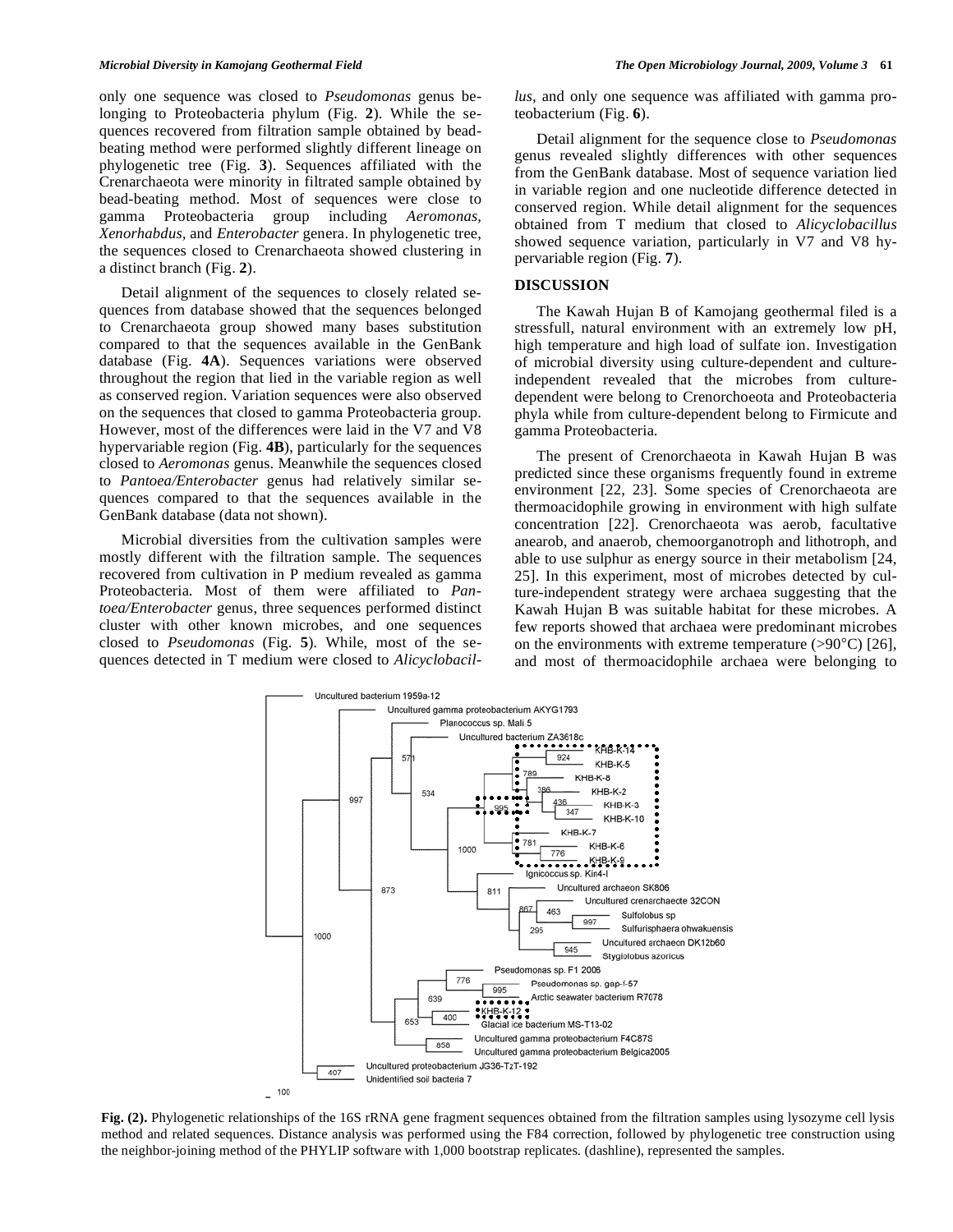only one sequence was closed to *Pseudomonas* genus belonging to Proteobacteria phylum (Fig. **2**). While the sequences recovered from filtration sample obtained by bead-beating method were performed slightly different lineage on phylogenetic tree (Fig. **3**). Sequences affiliated with the Crenarchaeota were minority in filtrated sample obtained by bead-beating method. Most of sequences were close to gamma Proteobacteria group including *Aeromonas, Xenorhabdus,* and *Enterobacter* genera. In phylogenetic tree, the sequences closed to Crenarchaeota showed clustering in a distinct branch (Fig. **2**).

Detail alignment of the sequences to closely related sequences from database showed that the sequences belonged to Crenarchaeota group showed many bases substitution compared to that the sequences available in the GenBank database (Fig. **4A**). Sequences variations were observed throughout the region that lied in the variable region as well as conserved region. Variation sequences were also observed on the sequences that closed to gamma Proteobacteria group. However, most of the differences were laid in the V7 and V8 hypervariable region (Fig. **4B**), particularly for the sequences closed to *Aeromonas* genus. Meanwhile the sequences closed to *Pantoea/Enterobacter* genus had relatively similar sequences compared to that the sequences available in the GenBank database (data not shown).

Microbial diversities from the cultivation samples were mostly different with the filtration sample. The sequences recovered from cultivation in P medium revealed as gamma Proteobacteria. Most of them were affiliated to *Pantoea/Enterobacter* genus, three sequences performed distinct cluster with other known microbes, and one sequences closed to *Pseudomonas* (Fig. **5**). While, most of the sequences detected in T medium were closed to *Alicyclobacillus*, and only one sequence was affiliated with gamma proteobacterium (Fig. **6**).

Detail alignment for the sequence close to *Pseudomonas* genus revealed slightly differences with other sequences from the GenBank database. Most of sequence variation lied in variable region and one nucleotide difference detected in conserved region. While detail alignment for the sequences obtained from T medium that closed to *Alicyclobacillus* showed sequence variation, particularly in V7 and V8 hypervariable region (Fig. **7**).

## DISCUSSION

The Kawah Hujan B of Kamojang geothermal filed is a stressfull, natural environment with an extremely low pH, high temperature and high load of sulfate ion. Investigation of microbial diversity using culture-dependent and culture-independent revealed that the microbes from culture-dependent were belong to Crenorchoeota and Proteobacteria phyla while from culture-dependent belong to Firmicute and gamma Proteobacteria.

The present of Crenorchaeota in Kawah Hujan B was predicted since these organisms frequently found in extreme environment [22, 23]. Some species of Crenorchaeota are thermoacidophile growing in environment with high sulfate concentration [22]. Crenorchaeota was aerob, facultative anearob, and anaerob, chemoorganotroph and lithotroph, and able to use sulphur as energy source in their metabolism [24, 25]. In this experiment, most of microbes detected by culture-independent strategy were archaea suggesting that the Kawah Hujan B was suitable habitat for these microbes. A few reports showed that archaea were predominant microbes on the environments with extreme temperature (>90°C) [26], and most of thermoacidophile archaea were belonging to

**Fig. (2).** Phylogenetic relationships of the 16S rRNA gene fragment sequences obtained from the filtration samples using lysozyme cell lysis method and related sequences. Distance analysis was performed using the F84 correction, followed by phylogenetic tree construction using the neighbor-joining method of the PHYLIP software with 1,000 bootstrap replicates. (dashline), represented the samples.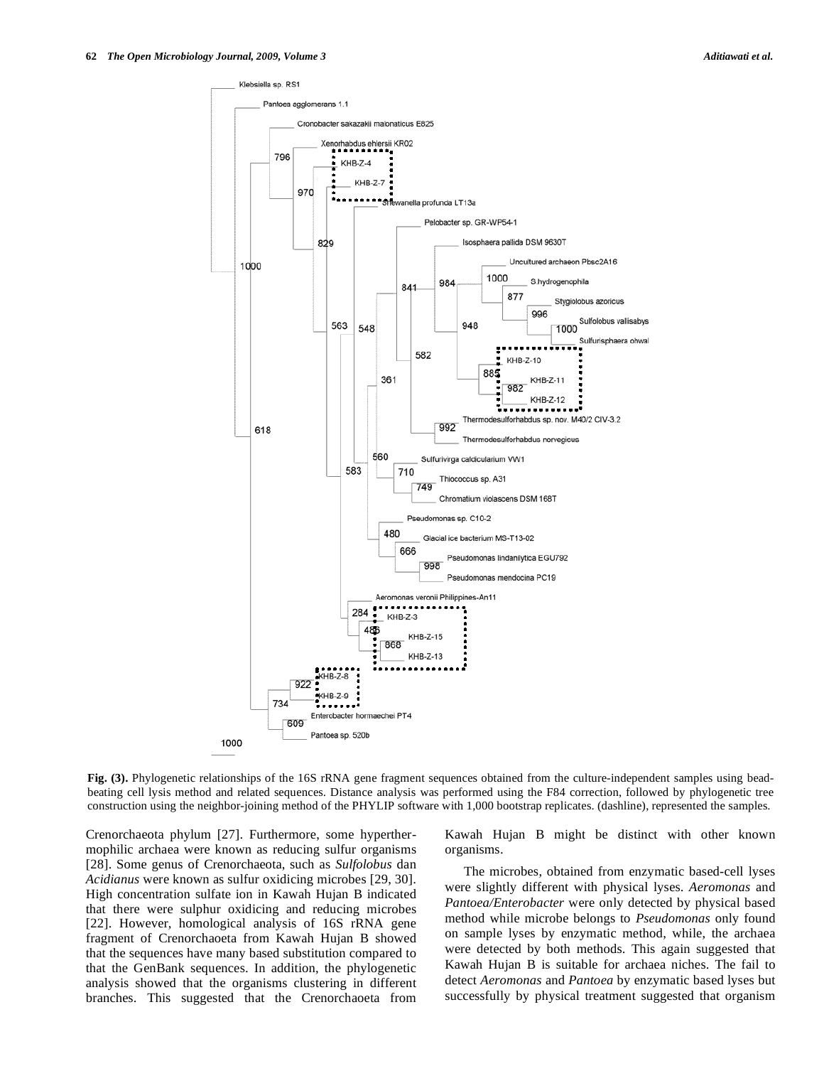**Fig. (3).** Phylogenetic relationships of the 16S rRNA gene fragment sequences obtained from the culture-independent samples using bead-beating cell lysis method and related sequences. Distance analysis was performed using the F84 correction, followed by phylogenetic tree construction using the neighbor-joining method of the PHYLIP software with 1,000 bootstrap replicates. (dashline), represented the samples.

Crenorchaeota phylum [27]. Furthermore, some hyperthermophilic archaea were known as reducing sulfur organisms [28]. Some genus of Crenorchaeota, such as *Sulfolobus* dan *Acidianus* were known as sulfur oxidicing microbes [29, 30]. High concentration sulfate ion in Kawah Hujan B indicated that there were sulphur oxidicing and reducing microbes [22]. However, homological analysis of 16S rRNA gene fragment of Crenorchaoeta from Kawah Hujan B showed that the sequences have many based substitution compared to that the GenBank sequences. In addition, the phylogenetic analysis showed that the organisms clustering in different branches. This suggested that the Crenorchaoeta from Kawah Hujan B might be distinct with other known organisms.

The microbes, obtained from enzymatic based-cell lyses were slightly different with physical lyses. *Aeromonas* and *Pantoea/Enterobacter* were only detected by physical based method while microbe belongs to *Pseudomonas* only found on sample lyses by enzymatic method, while, the archaea were detected by both methods. This again suggested that Kawah Hujan B is suitable for archaea niches. The fail to detect *Aeromonas* and *Pantoea* by enzymatic based lyses but successfully by physical treatment suggested that organism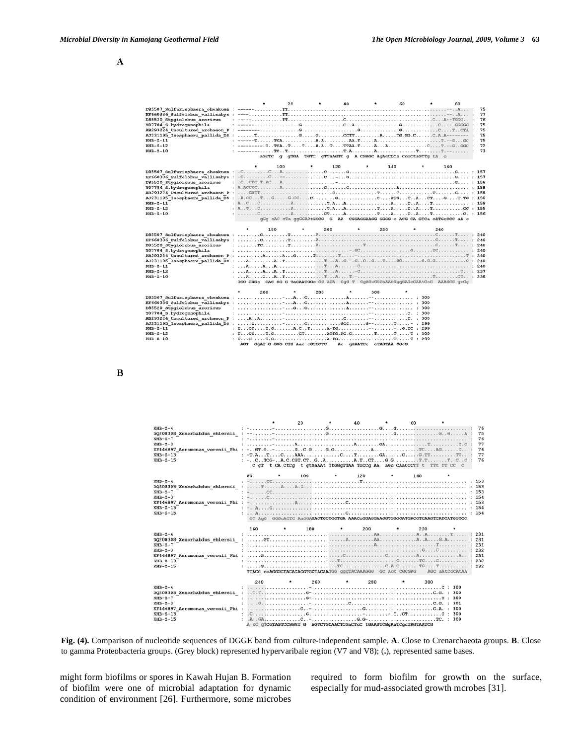A

B

**Fig. (4).** Comparison of nucleotide sequences of DGGE band from culture-independent sample. **A**. Close to Crenarchaeota groups. **B**. Close to gamma Proteobacteria groups. (Grey block) represented hypervaribale region (V7 and V8); (**.**), represented same bases.

might form biofilms or spores in Kawah Hujan B. Formation of biofilm were one of microbial adaptation for dynamic condition of environment [26]. Furthermore, some microbes required to form biofilm for growth on the surface, especially for mud-associated growth mcrobes [31].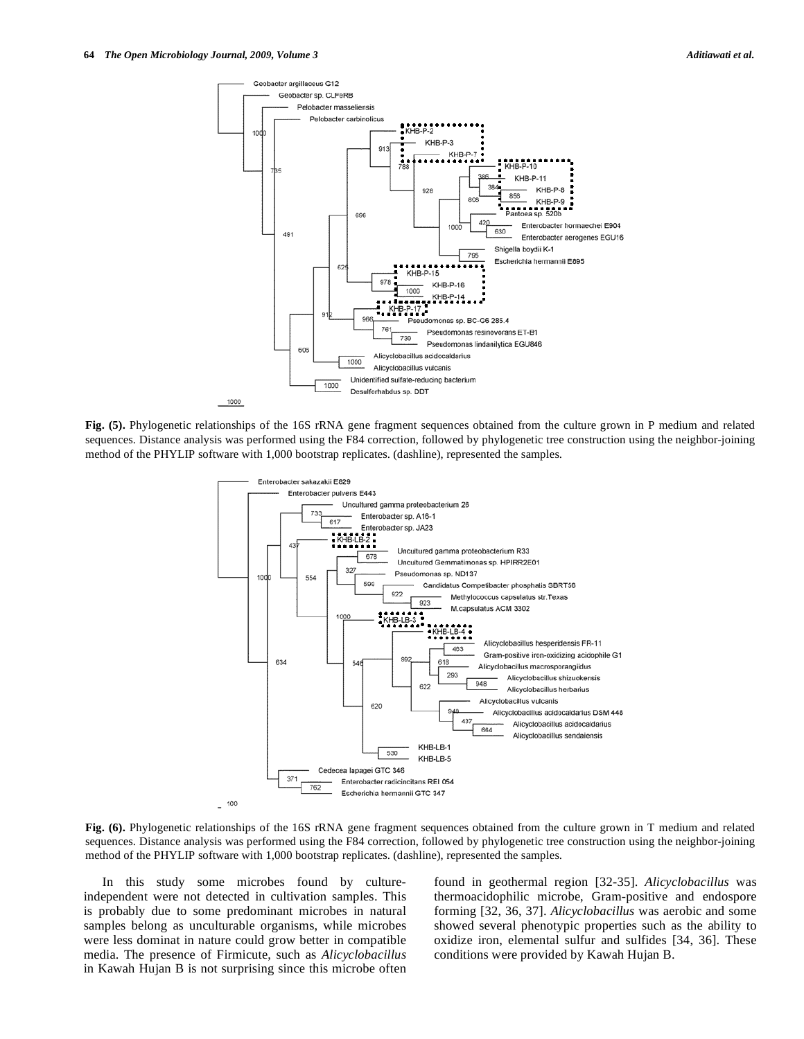**Fig. (5).** Phylogenetic relationships of the 16S rRNA gene fragment sequences obtained from the culture grown in P medium and related sequences. Distance analysis was performed using the F84 correction, followed by phylogenetic tree construction using the neighbor-joining method of the PHYLIP software with 1,000 bootstrap replicates. (dashline), represented the samples.

**Fig. (6).** Phylogenetic relationships of the 16S rRNA gene fragment sequences obtained from the culture grown in T medium and related sequences. Distance analysis was performed using the F84 correction, followed by phylogenetic tree construction using the neighbor-joining method of the PHYLIP software with 1,000 bootstrap replicates. (dashline), represented the samples.

In this study some microbes found by culture-independent were not detected in cultivation samples. This is probably due to some predominant microbes in natural samples belong as unculturable organisms, while microbes were less dominat in nature could grow better in compatible media. The presence of Firmicute, such as *Alicyclobacillus* in Kawah Hujan B is not surprising since this microbe often found in geothermal region [32-35]. *Alicyclobacillus* was thermoacidophilic microbe, Gram-positive and endospore forming [32, 36, 37]. *Alicyclobacillus* was aerobic and some showed several phenotypic properties such as the ability to oxidize iron, elemental sulfur and sulfides [34, 36]. These conditions were provided by Kawah Hujan B.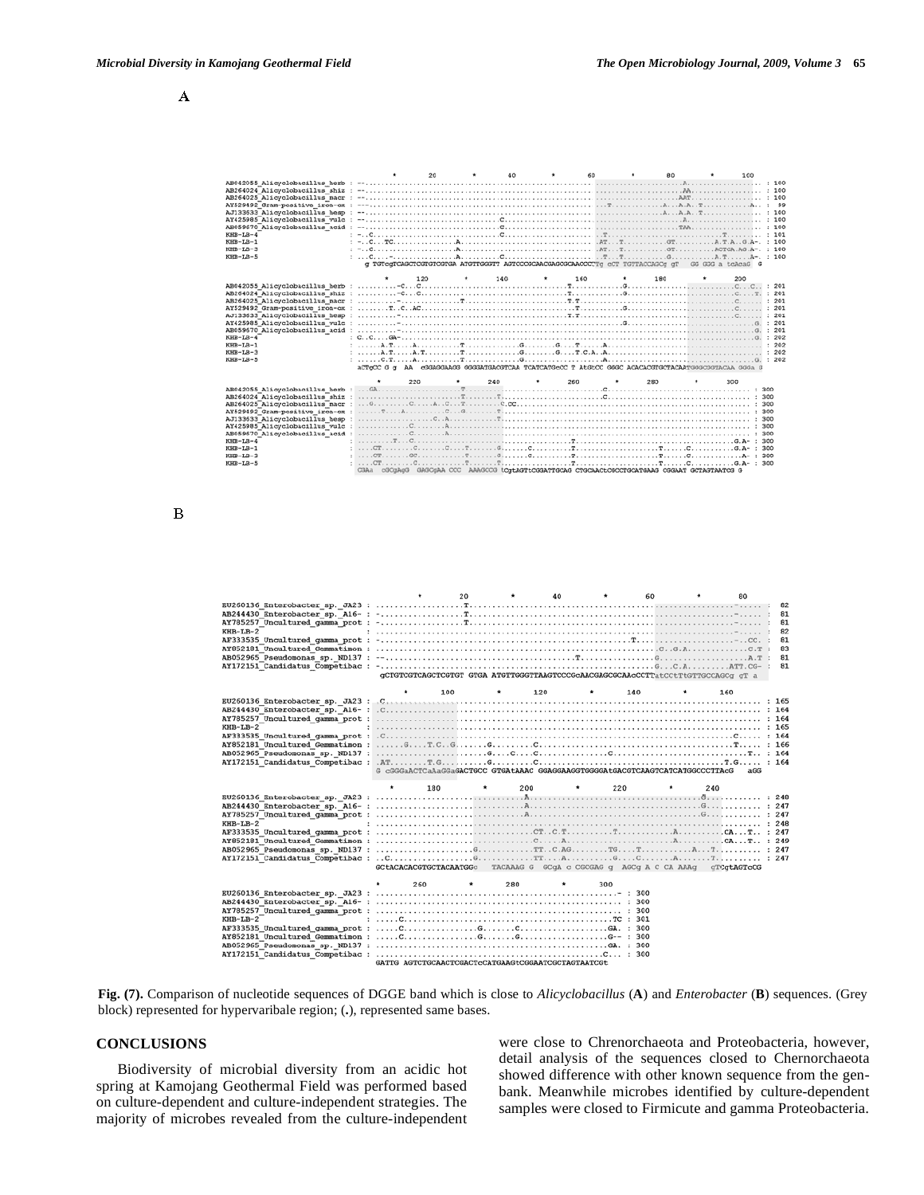A

B

**Fig. (7).** Comparison of nucleotide sequences of DGGE band which is close to *Alicyclobacillus* (**A**) and *Enterobacter* (**B**) sequences. (Grey block) represented for hypervaribale region; (**.**), represented same bases.

## CONCLUSIONS

Biodiversity of microbial diversity from an acidic hot spring at Kamojang Geothermal Field was performed based on culture-dependent and culture-independent strategies. The majority of microbes revealed from the culture-independent were close to Chrenorchaeota and Proteobacteria, however, detail analysis of the sequences closed to Chernorchaeota showed difference with other known sequence from the gen-bank. Meanwhile microbes identified by culture-dependent samples were closed to Firmicute and gamma Proteobacteria.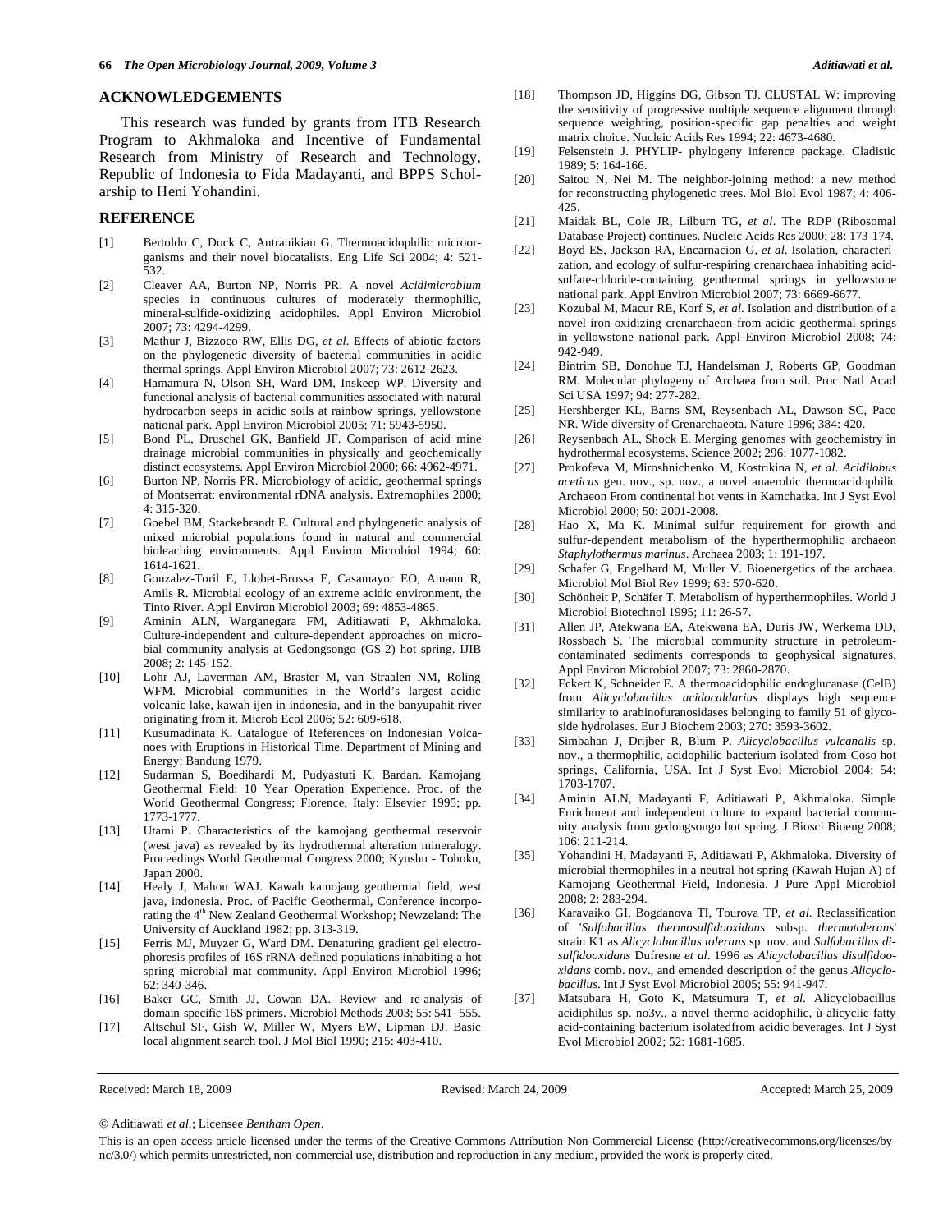## ACKNOWLEDGEMENTS

This research was funded by grants from ITB Research Program to Akhmaloka and Incentive of Fundamental Research from Ministry of Research and Technology, Republic of Indonesia to Fida Madayanti, and BPPS Scholarship to Heni Yohandini.

## REFERENCE

[1] Bertoldo C, Dock C, Antranikian G. Thermoacidophilic microorganisms and their novel biocatalists. Eng Life Sci 2004; 4: 521-532.

[2] Cleaver AA, Burton NP, Norris PR. A novel *Acidimicrobium* species in continuous cultures of moderately thermophilic, mineral-sulfide-oxidizing acidophiles. Appl Environ Microbiol 2007; 73: 4294-4299.

[3] Mathur J, Bizzoco RW, Ellis DG, *et al*. Effects of abiotic factors on the phylogenetic diversity of bacterial communities in acidic thermal springs. Appl Environ Microbiol 2007; 73: 2612-2623.

[4] Hamamura N, Olson SH, Ward DM, Inskeep WP. Diversity and functional analysis of bacterial communities associated with natural hydrocarbon seeps in acidic soils at rainbow springs, yellowstone national park. Appl Environ Microbiol 2005; 71: 5943-5950.

[5] Bond PL, Druschel GK, Banfield JF. Comparison of acid mine drainage microbial communities in physically and geochemically distinct ecosystems. Appl Environ Microbiol 2000; 66: 4962-4971.

[6] Burton NP, Norris PR. Microbiology of acidic, geothermal springs of Montserrat: environmental rDNA analysis. Extremophiles 2000; 4: 315-320.

[7] Goebel BM, Stackebrandt E. Cultural and phylogenetic analysis of mixed microbial populations found in natural and commercial bioleaching environments. Appl Environ Microbiol 1994; 60: 1614-1621.

[8] Gonzalez-Toril E, Llobet-Brossa E, Casamayor EO, Amann R, Amils R. Microbial ecology of an extreme acidic environment, the Tinto River. Appl Environ Microbiol 2003; 69: 4853-4865.

[9] Aminin ALN, Warganegara FM, Aditiawati P, Akhmaloka. Culture-independent and culture-dependent approaches on microbial community analysis at Gedongsongo (GS-2) hot spring. IJIB 2008; 2: 145-152.

[10] Lohr AJ, Laverman AM, Braster M, van Straalen NM, Roling WFM. Microbial communities in the World's largest acidic volcanic lake, kawah ijen in indonesia, and in the banyupahit river originating from it. Microb Ecol 2006; 52: 609-618.

[11] Kusumadinata K. Catalogue of References on Indonesian Volcanoes with Eruptions in Historical Time. Department of Mining and Energy: Bandung 1979.

[12] Sudarman S, Boedihardi M, Pudyastuti K, Bardan. Kamojang Geothermal Field: 10 Year Operation Experience. Proc. of the World Geothermal Congress; Florence, Italy: Elsevier 1995; pp. 1773-1777.

[13] Utami P. Characteristics of the kamojang geothermal reservoir (west java) as revealed by its hydrothermal alteration mineralogy. Proceedings World Geothermal Congress 2000; Kyushu - Tohoku, Japan 2000.

[14] Healy J, Mahon WAJ. Kawah kamojang geothermal field, west java, indonesia. Proc. of Pacific Geothermal, Conference incorporating the 4th New Zealand Geothermal Workshop; Newzeland: The University of Auckland 1982; pp. 313-319.

[15] Ferris MJ, Muyzer G, Ward DM. Denaturing gradient gel electrophoresis profiles of 16S rRNA-defined populations inhabiting a hot spring microbial mat community. Appl Environ Microbiol 1996; 62: 340-346.

[16] Baker GC, Smith JJ, Cowan DA. Review and re-analysis of domain-specific 16S primers. Microbiol Methods 2003; 55: 541- 555.

[17] Altschul SF, Gish W, Miller W, Myers EW, Lipman DJ. Basic local alignment search tool. J Mol Biol 1990; 215: 403-410.

[18] Thompson JD, Higgins DG, Gibson TJ. CLUSTAL W: improving the sensitivity of progressive multiple sequence alignment through sequence weighting, position-specific gap penalties and weight matrix choice. Nucleic Acids Res 1994; 22: 4673-4680.

[19] Felsenstein J. PHYLIP- phylogeny inference package. Cladistic 1989; 5: 164-166.

[20] Saitou N, Nei M. The neighbor-joining method: a new method for reconstructing phylogenetic trees. Mol Biol Evol 1987; 4: 406-425.

[21] Maidak BL, Cole JR, Lilburn TG, *et al*. The RDP (Ribosomal Database Project) continues. Nucleic Acids Res 2000; 28: 173-174.

[22] Boyd ES, Jackson RA, Encarnacion G, *et al*. Isolation, characterization, and ecology of sulfur-respiring crenarchaea inhabiting acid-sulfate-chloride-containing geothermal springs in yellowstone national park. Appl Environ Microbiol 2007; 73: 6669-6677.

[23] Kozubal M, Macur RE, Korf S, *et al*. Isolation and distribution of a novel iron-oxidizing crenarchaeon from acidic geothermal springs in yellowstone national park. Appl Environ Microbiol 2008; 74: 942-949.

[24] Bintrim SB, Donohue TJ, Handelsman J, Roberts GP, Goodman RM. Molecular phylogeny of Archaea from soil. Proc Natl Acad Sci USA 1997; 94: 277-282.

[25] Hershberger KL, Barns SM, Reysenbach AL, Dawson SC, Pace NR. Wide diversity of Crenarchaeota. Nature 1996; 384: 420.

[26] Reysenbach AL, Shock E. Merging genomes with geochemistry in hydrothermal ecosystems. Science 2002; 296: 1077-1082.

[27] Prokofeva M, Miroshnichenko M, Kostrikina N, *et al*. *Acidilobus aceticus* gen. nov., sp. nov., a novel anaerobic thermoacidophilic Archaeon From continental hot vents in Kamchatka. Int J Syst Evol Microbiol 2000; 50: 2001-2008.

[28] Hao X, Ma K. Minimal sulfur requirement for growth and sulfur-dependent metabolism of the hyperthermophilic archaeon *Staphylothermus marinus*. Archaea 2003; 1: 191-197.

[29] Schafer G, Engelhard M, Muller V. Bioenergetics of the archaea. Microbiol Mol Biol Rev 1999; 63: 570-620.

[30] Schönheit P, Schäfer T. Metabolism of hyperthermophiles. World J Microbiol Biotechnol 1995; 11: 26-57.

[31] Allen JP, Atekwana EA, Atekwana EA, Duris JW, Werkema DD, Rossbach S. The microbial community structure in petroleum-contaminated sediments corresponds to geophysical signatures. Appl Environ Microbiol 2007; 73: 2860-2870.

[32] Eckert K, Schneider E. A thermoacidophilic endoglucanase (CelB) from *Alicyclobacillus acidocaldarius* displays high sequence similarity to arabinofuranosidases belonging to family 51 of glycoside hydrolases. Eur J Biochem 2003; 270: 3593-3602.

[33] Simbahan J, Drijber R, Blum P. *Alicyclobacillus vulcanalis* sp. nov., a thermophilic, acidophilic bacterium isolated from Coso hot springs, California, USA. Int J Syst Evol Microbiol 2004; 54: 1703-1707.

[34] Aminin ALN, Madayanti F, Aditiawati P, Akhmaloka. Simple Enrichment and independent culture to expand bacterial community analysis from gedongsongo hot spring. J Biosci Bioeng 2008; 106: 211-214.

[35] Yohandini H, Madayanti F, Aditiawati P, Akhmaloka. Diversity of microbial thermophiles in a neutral hot spring (Kawah Hujan A) of Kamojang Geothermal Field, Indonesia. J Pure Appl Microbiol 2008; 2: 283-294.

[36] Karavaiko GI, Bogdanova TI, Tourova TP, *et al*. Reclassification of '*Sulfobacillus thermosulfidooxidans* subsp. *thermotolerans*' strain K1 as *Alicyclobacillus tolerans* sp. nov. and *Sulfobacillus disulfidooxidans* Dufresne *et al*. 1996 as *Alicyclobacillus disulfidooxidans* comb. nov., and emended description of the genus *Alicyclobacillus*. Int J Syst Evol Microbiol 2005; 55: 941-947.

[37] Matsubara H, Goto K, Matsumura T, *et al*. Alicyclobacillus acidiphilus sp. no3v., a novel thermo-acidophilic, ù-alicyclic fatty acid-containing bacterium isolatedfrom acidic beverages. Int J Syst Evol Microbiol 2002; 52: 1681-1685.

Received: March 18, 2009 Revised: March 24, 2009 Accepted: March 25, 2009

© Aditiawati *et al*.; Licensee *Bentham Open*.

This is an open access article licensed under the terms of the Creative Commons Attribution Non-Commercial License (http://creativecommons.org/licenses/by-nc/3.0/) which permits unrestricted, non-commercial use, distribution and reproduction in any medium, provided the work is properly cited.